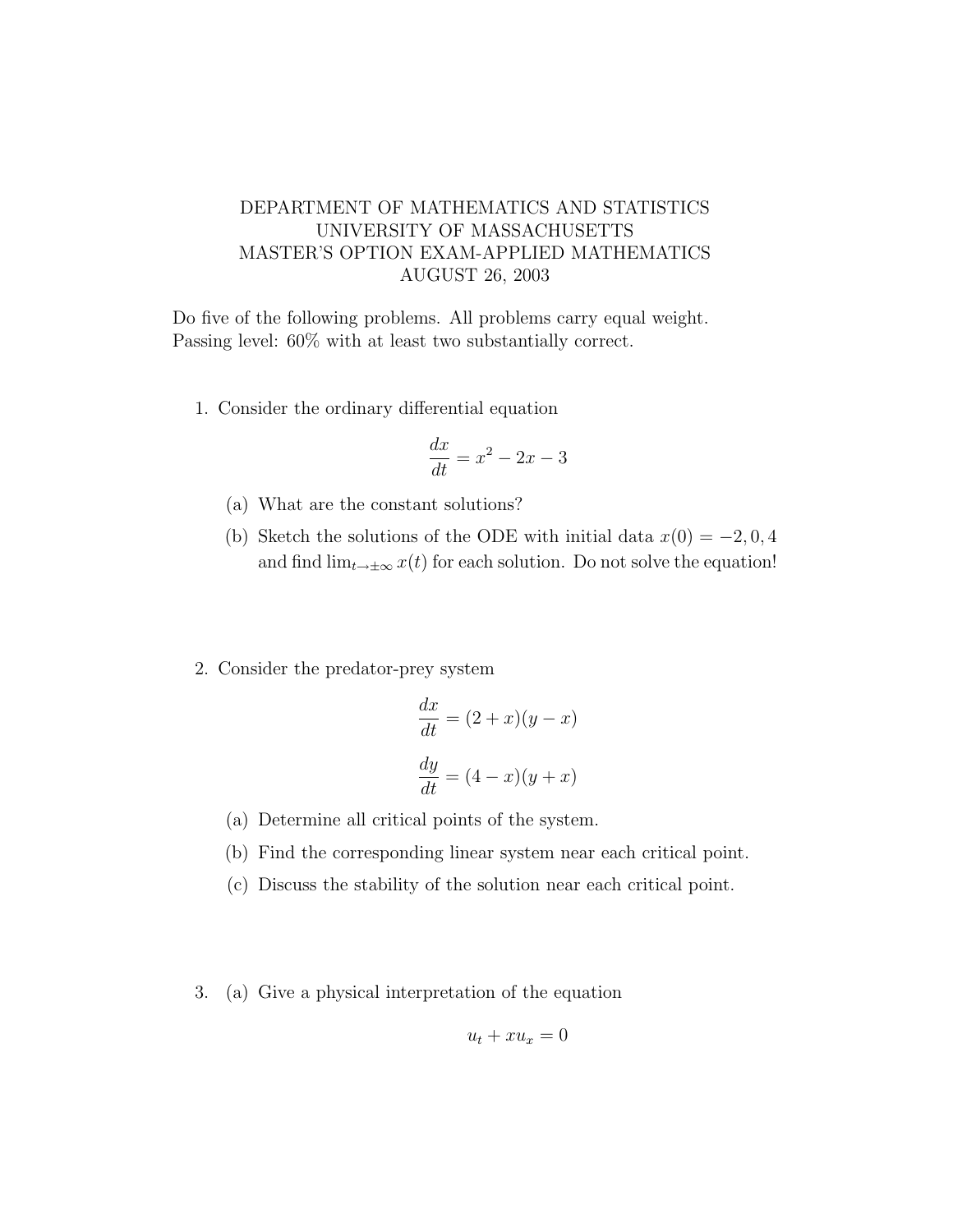DEPARTMENT OF MATHEMATICS AND STATISTICS
UNIVERSITY OF MASSACHUSETTS
MASTER'S OPTION EXAM-APPLIED MATHEMATICS
AUGUST 26, 2003

Do five of the following problems. All problems carry equal weight.
Passing level: 60% with at least two substantially correct.

1. Consider the ordinary differential equation

$$\frac{dx}{dt} = x^2 - 2x - 3$$

   (a) What are the constant solutions?

   (b) Sketch the solutions of the ODE with initial data $x(0) = -2, 0, 4$ and find $\lim_{t\to\pm\infty} x(t)$ for each solution. Do not solve the equation!

2. Consider the predator-prey system

$$\frac{dx}{dt} = (2 + x)(y - x)$$

$$\frac{dy}{dt} = (4 - x)(y + x)$$

   (a) Determine all critical points of the system.

   (b) Find the corresponding linear system near each critical point.

   (c) Discuss the stability of the solution near each critical point.

3. (a) Give a physical interpretation of the equation

$$u_t + xu_x = 0$$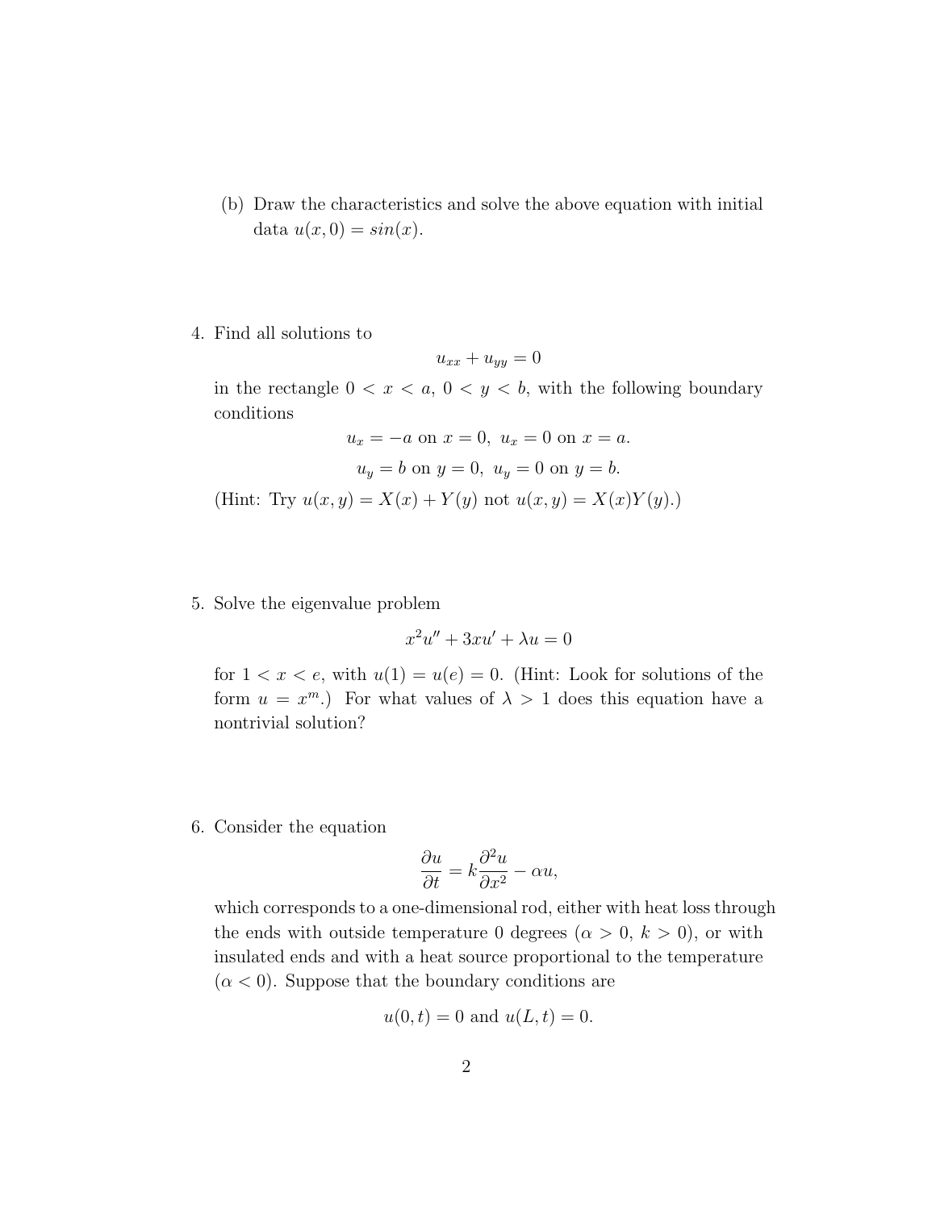(b) Draw the characteristics and solve the above equation with initial data $u(x, 0) = sin(x)$.

4. Find all solutions to

$$u_{xx} + u_{yy} = 0$$

in the rectangle $0 < x < a$, $0 < y < b$, with the following boundary conditions

$$u_x = -a \text{ on } x = 0, \;\; u_x = 0 \text{ on } x = a.$$

$$u_y = b \text{ on } y = 0, \;\; u_y = 0 \text{ on } y = b.$$

(Hint: Try $u(x, y) = X(x) + Y(y)$ not $u(x, y) = X(x)Y(y)$.)

5. Solve the eigenvalue problem

$$x^2 u'' + 3xu' + \lambda u = 0$$

for $1 < x < e$, with $u(1) = u(e) = 0$. (Hint: Look for solutions of the form $u = x^m$.) For what values of $\lambda > 1$ does this equation have a nontrivial solution?

6. Consider the equation

$$\frac{\partial u}{\partial t} = k \frac{\partial^2 u}{\partial x^2} - \alpha u,$$

which corresponds to a one-dimensional rod, either with heat loss through the ends with outside temperature 0 degrees ($\alpha > 0$, $k > 0$), or with insulated ends and with a heat source proportional to the temperature ($\alpha < 0$). Suppose that the boundary conditions are

$$u(0, t) = 0 \text{ and } u(L, t) = 0.$$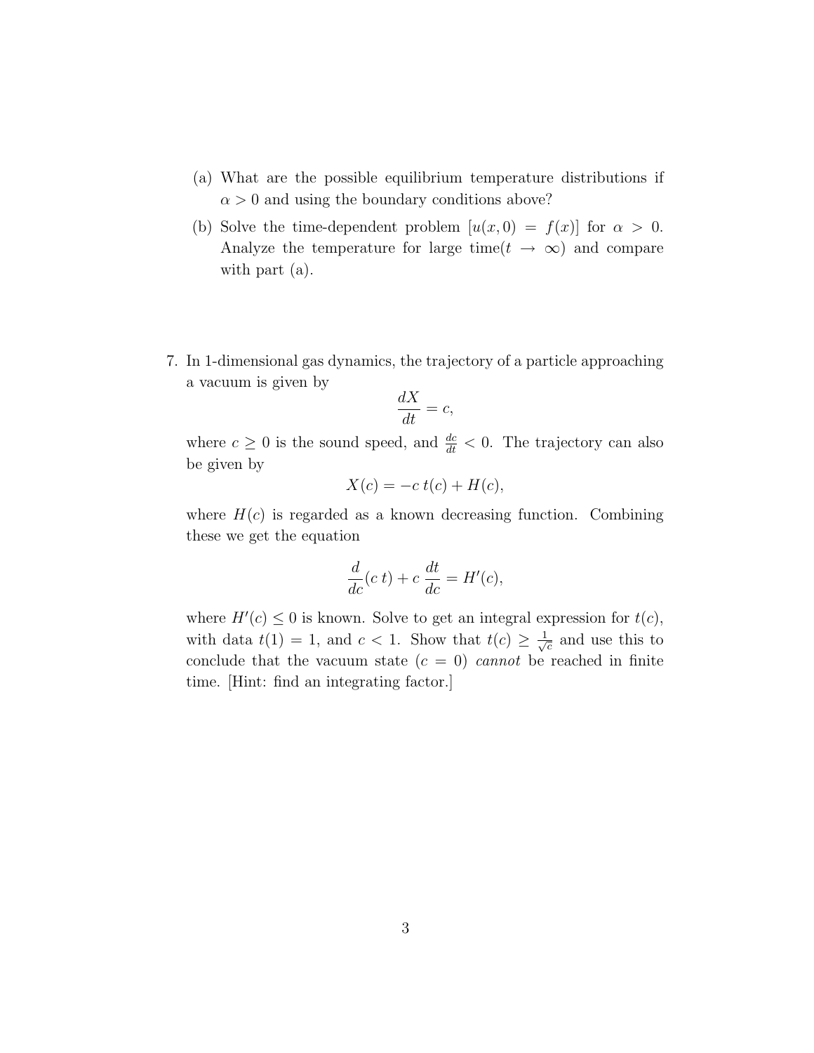(a) What are the possible equilibrium temperature distributions if $\alpha > 0$ and using the boundary conditions above?

(b) Solve the time-dependent problem [$u(x, 0) = f(x)$] for $\alpha > 0$. Analyze the temperature for large time($t \to \infty$) and compare with part (a).

7. In 1-dimensional gas dynamics, the trajectory of a particle approaching a vacuum is given by

$$\frac{dX}{dt} = c,$$

where $c \geq 0$ is the sound speed, and $\frac{dc}{dt} < 0$. The trajectory can also be given by

$$X(c) = -c\, t(c) + H(c),$$

where $H(c)$ is regarded as a known decreasing function. Combining these we get the equation

$$\frac{d}{dc}(c\, t) + c\, \frac{dt}{dc} = H'(c),$$

where $H'(c) \leq 0$ is known. Solve to get an integral expression for $t(c)$, with data $t(1) = 1$, and $c < 1$. Show that $t(c) \geq \frac{1}{\sqrt{c}}$ and use this to conclude that the vacuum state ($c = 0$) *cannot* be reached in finite time. [Hint: find an integrating factor.]